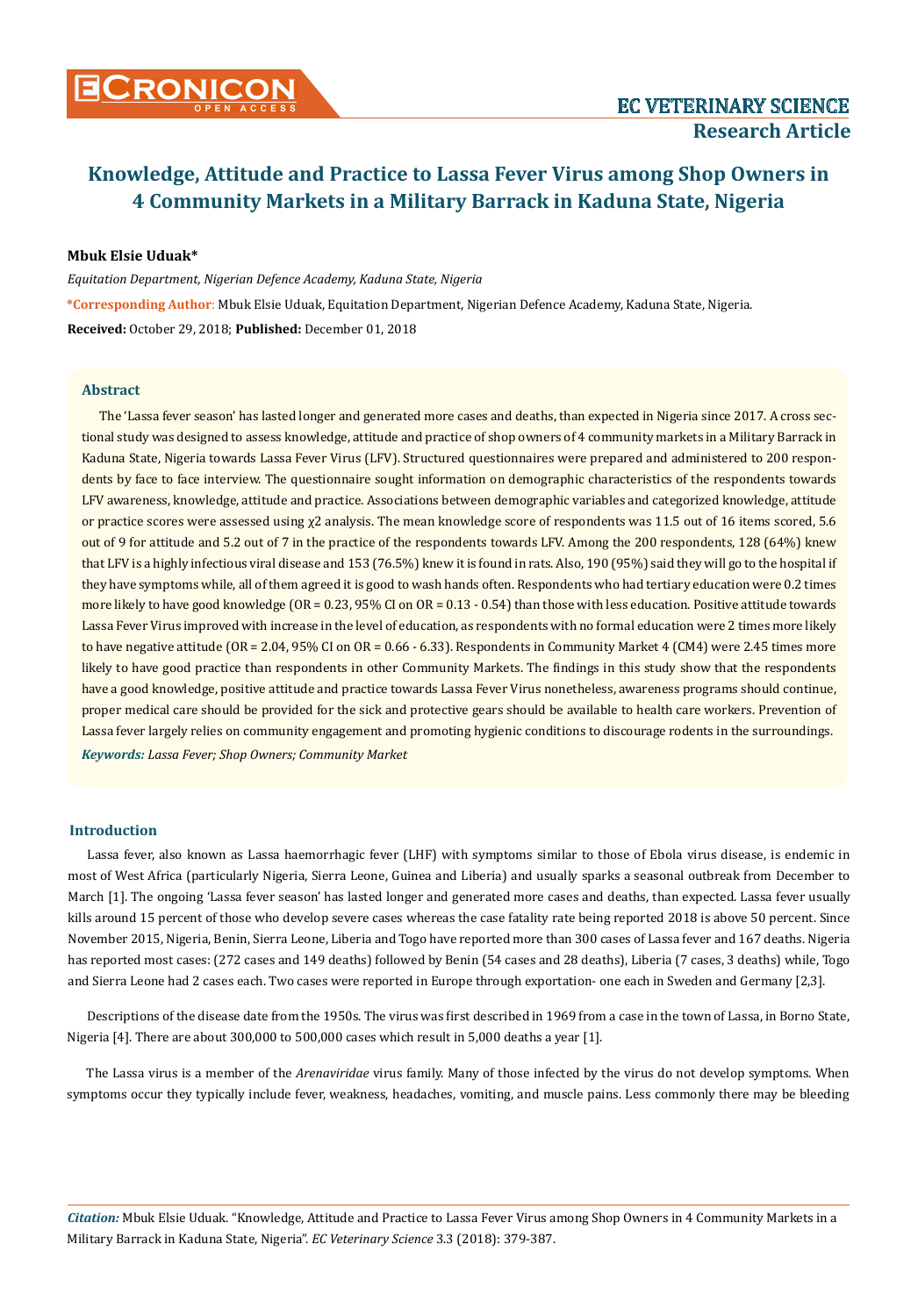# Knowledge, Attitude and Practice to Lassa Fever Virus among Shop Owners in 4 Community Markets in a Military Barrack in Kaduna State, Nigeria

**Mbuk Elsie Uduak***

*Equitation Department, Nigerian Defence Academy, Kaduna State, Nigeria*

***Corresponding Author**: Mbuk Elsie Uduak, Equitation Department, Nigerian Defence Academy, Kaduna State, Nigeria.

**Received:** October 29, 2018; **Published:** December 01, 2018

## Abstract

The 'Lassa fever season' has lasted longer and generated more cases and deaths, than expected in Nigeria since 2017. A cross sectional study was designed to assess knowledge, attitude and practice of shop owners of 4 community markets in a Military Barrack in Kaduna State, Nigeria towards Lassa Fever Virus (LFV). Structured questionnaires were prepared and administered to 200 respondents by face to face interview. The questionnaire sought information on demographic characteristics of the respondents towards LFV awareness, knowledge, attitude and practice. Associations between demographic variables and categorized knowledge, attitude or practice scores were assessed using $\chi^2$ analysis. The mean knowledge score of respondents was 11.5 out of 16 items scored, 5.6 out of 9 for attitude and 5.2 out of 7 in the practice of the respondents towards LFV. Among the 200 respondents, 128 (64%) knew that LFV is a highly infectious viral disease and 153 (76.5%) knew it is found in rats. Also, 190 (95%) said they will go to the hospital if they have symptoms while, all of them agreed it is good to wash hands often. Respondents who had tertiary education were 0.2 times more likely to have good knowledge (OR = 0.23, 95% CI on OR = 0.13 - 0.54) than those with less education. Positive attitude towards Lassa Fever Virus improved with increase in the level of education, as respondents with no formal education were 2 times more likely to have negative attitude (OR = 2.04, 95% CI on OR = 0.66 - 6.33). Respondents in Community Market 4 (CM4) were 2.45 times more likely to have good practice than respondents in other Community Markets. The findings in this study show that the respondents have a good knowledge, positive attitude and practice towards Lassa Fever Virus nonetheless, awareness programs should continue, proper medical care should be provided for the sick and protective gears should be available to health care workers. Prevention of Lassa fever largely relies on community engagement and promoting hygienic conditions to discourage rodents in the surroundings.

***Keywords:*** *Lassa Fever; Shop Owners; Community Market*

## Introduction

Lassa fever, also known as Lassa haemorrhagic fever (LHF) with symptoms similar to those of Ebola virus disease, is endemic in most of West Africa (particularly Nigeria, Sierra Leone, Guinea and Liberia) and usually sparks a seasonal outbreak from December to March [1]. The ongoing 'Lassa fever season' has lasted longer and generated more cases and deaths, than expected. Lassa fever usually kills around 15 percent of those who develop severe cases whereas the case fatality rate being reported 2018 is above 50 percent. Since November 2015, Nigeria, Benin, Sierra Leone, Liberia and Togo have reported more than 300 cases of Lassa fever and 167 deaths. Nigeria has reported most cases: (272 cases and 149 deaths) followed by Benin (54 cases and 28 deaths), Liberia (7 cases, 3 deaths) while, Togo and Sierra Leone had 2 cases each. Two cases were reported in Europe through exportation- one each in Sweden and Germany [2,3].

Descriptions of the disease date from the 1950s. The virus was first described in 1969 from a case in the town of Lassa, in Borno State, Nigeria [4]. There are about 300,000 to 500,000 cases which result in 5,000 deaths a year [1].

The Lassa virus is a member of the *Arenaviridae* virus family. Many of those infected by the virus do not develop symptoms. When symptoms occur they typically include fever, weakness, headaches, vomiting, and muscle pains. Less commonly there may be bleeding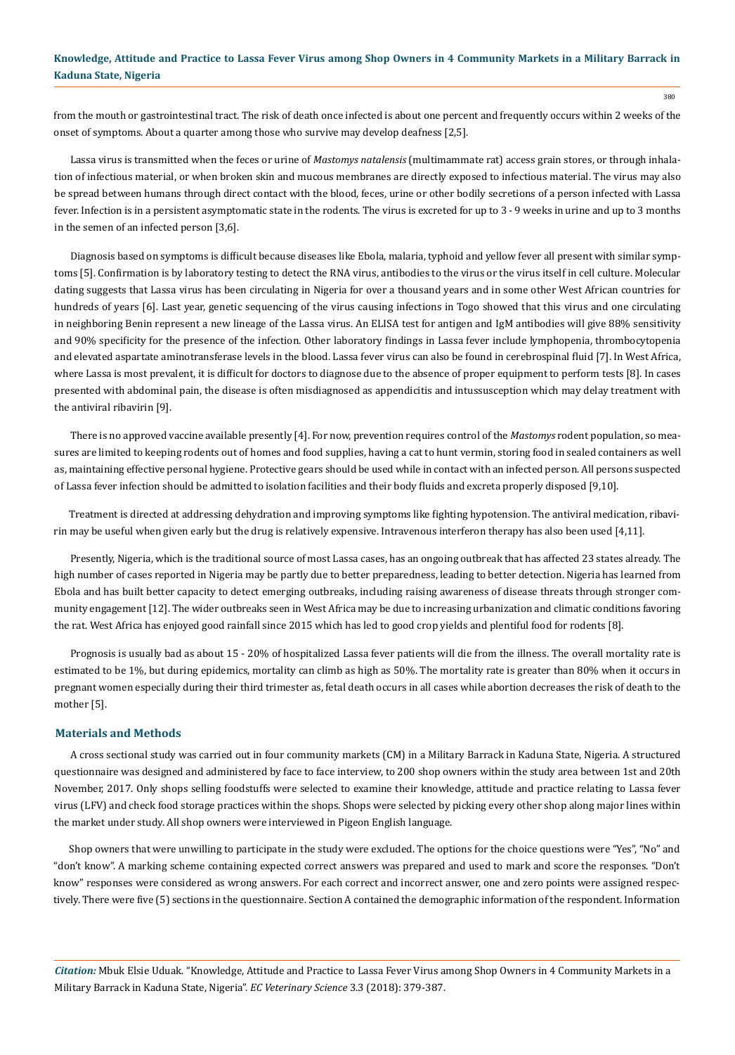from the mouth or gastrointestinal tract. The risk of death once infected is about one percent and frequently occurs within 2 weeks of the onset of symptoms. About a quarter among those who survive may develop deafness [2,5].

Lassa virus is transmitted when the feces or urine of *Mastomys natalensis* (multimammate rat) access grain stores, or through inhalation of infectious material, or when broken skin and mucous membranes are directly exposed to infectious material. The virus may also be spread between humans through direct contact with the blood, feces, urine or other bodily secretions of a person infected with Lassa fever. Infection is in a persistent asymptomatic state in the rodents. The virus is excreted for up to 3 - 9 weeks in urine and up to 3 months in the semen of an infected person [3,6].

Diagnosis based on symptoms is difficult because diseases like Ebola, malaria, typhoid and yellow fever all present with similar symptoms [5]. Confirmation is by laboratory testing to detect the RNA virus, antibodies to the virus or the virus itself in cell culture. Molecular dating suggests that Lassa virus has been circulating in Nigeria for over a thousand years and in some other West African countries for hundreds of years [6]. Last year, genetic sequencing of the virus causing infections in Togo showed that this virus and one circulating in neighboring Benin represent a new lineage of the Lassa virus. An ELISA test for antigen and IgM antibodies will give 88% sensitivity and 90% specificity for the presence of the infection. Other laboratory findings in Lassa fever include lymphopenia, thrombocytopenia and elevated aspartate aminotransferase levels in the blood. Lassa fever virus can also be found in cerebrospinal fluid [7]. In West Africa, where Lassa is most prevalent, it is difficult for doctors to diagnose due to the absence of proper equipment to perform tests [8]. In cases presented with abdominal pain, the disease is often misdiagnosed as appendicitis and intussusception which may delay treatment with the antiviral ribavirin [9].

There is no approved vaccine available presently [4]. For now, prevention requires control of the *Mastomys* rodent population, so measures are limited to keeping rodents out of homes and food supplies, having a cat to hunt vermin, storing food in sealed containers as well as, maintaining effective personal hygiene. Protective gears should be used while in contact with an infected person. All persons suspected of Lassa fever infection should be admitted to isolation facilities and their body fluids and excreta properly disposed [9,10].

Treatment is directed at addressing dehydration and improving symptoms like fighting hypotension. The antiviral medication, ribavirin may be useful when given early but the drug is relatively expensive. Intravenous interferon therapy has also been used [4,11].

Presently, Nigeria, which is the traditional source of most Lassa cases, has an ongoing outbreak that has affected 23 states already. The high number of cases reported in Nigeria may be partly due to better preparedness, leading to better detection. Nigeria has learned from Ebola and has built better capacity to detect emerging outbreaks, including raising awareness of disease threats through stronger community engagement [12]. The wider outbreaks seen in West Africa may be due to increasing urbanization and climatic conditions favoring the rat. West Africa has enjoyed good rainfall since 2015 which has led to good crop yields and plentiful food for rodents [8].

Prognosis is usually bad as about 15 - 20% of hospitalized Lassa fever patients will die from the illness. The overall mortality rate is estimated to be 1%, but during epidemics, mortality can climb as high as 50%. The mortality rate is greater than 80% when it occurs in pregnant women especially during their third trimester as, fetal death occurs in all cases while abortion decreases the risk of death to the mother [5].

## Materials and Methods

A cross sectional study was carried out in four community markets (CM) in a Military Barrack in Kaduna State, Nigeria. A structured questionnaire was designed and administered by face to face interview, to 200 shop owners within the study area between 1st and 20th November, 2017. Only shops selling foodstuffs were selected to examine their knowledge, attitude and practice relating to Lassa fever virus (LFV) and check food storage practices within the shops. Shops were selected by picking every other shop along major lines within the market under study. All shop owners were interviewed in Pigeon English language.

Shop owners that were unwilling to participate in the study were excluded. The options for the choice questions were "Yes", "No" and "don't know". A marking scheme containing expected correct answers was prepared and used to mark and score the responses. "Don't know" responses were considered as wrong answers. For each correct and incorrect answer, one and zero points were assigned respectively. There were five (5) sections in the questionnaire. Section A contained the demographic information of the respondent. Information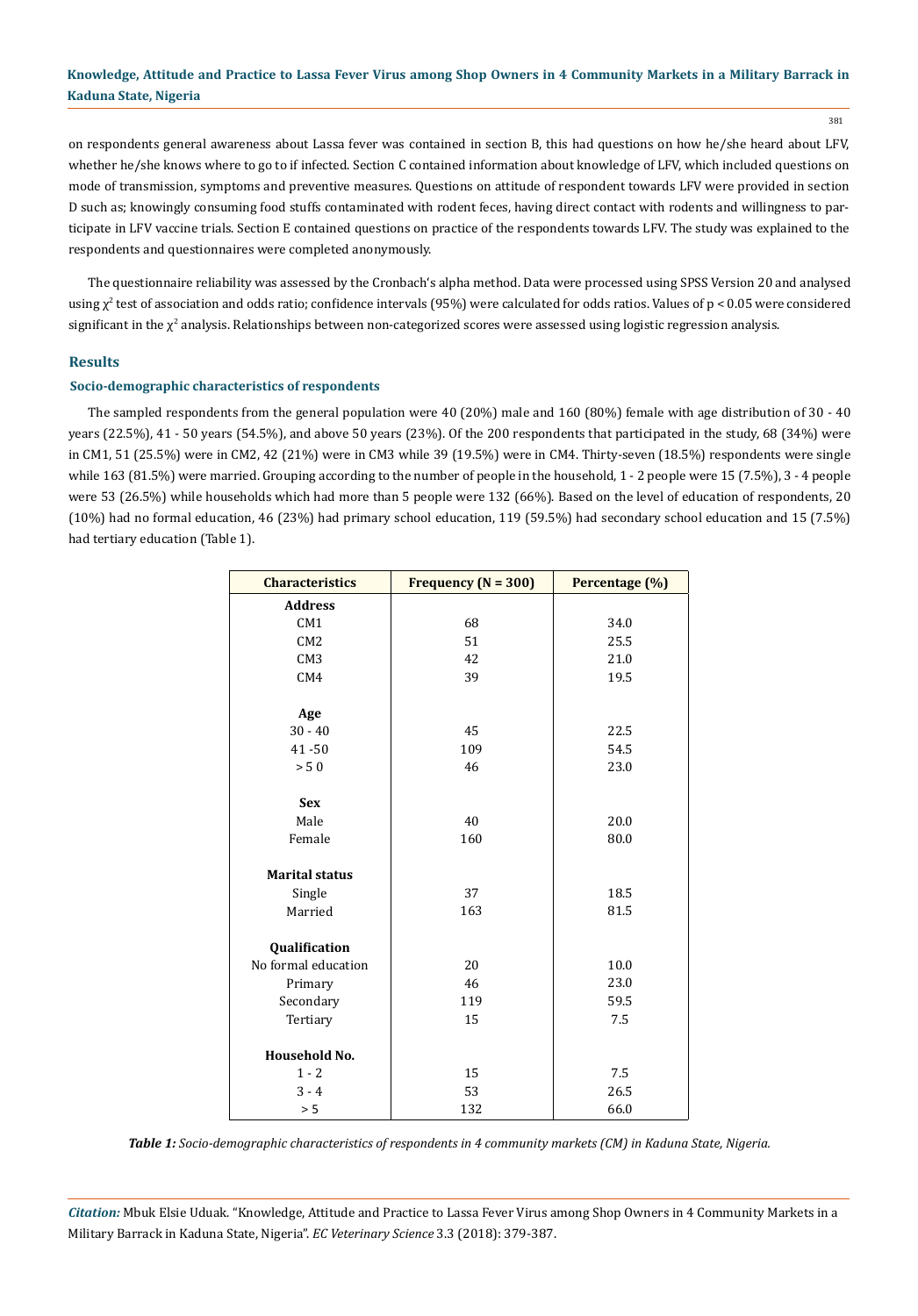on respondents general awareness about Lassa fever was contained in section B, this had questions on how he/she heard about LFV, whether he/she knows where to go to if infected. Section C contained information about knowledge of LFV, which included questions on mode of transmission, symptoms and preventive measures. Questions on attitude of respondent towards LFV were provided in section D such as; knowingly consuming food stuffs contaminated with rodent feces, having direct contact with rodents and willingness to participate in LFV vaccine trials. Section E contained questions on practice of the respondents towards LFV. The study was explained to the respondents and questionnaires were completed anonymously.

The questionnaire reliability was assessed by the Cronbach's alpha method. Data were processed using SPSS Version 20 and analysed using $\chi^2$ test of association and odds ratio; confidence intervals (95%) were calculated for odds ratios. Values of $p < 0.05$ were considered significant in the $\chi^2$ analysis. Relationships between non-categorized scores were assessed using logistic regression analysis.

## Results

### Socio-demographic characteristics of respondents

The sampled respondents from the general population were 40 (20%) male and 160 (80%) female with age distribution of 30 - 40 years (22.5%), 41 - 50 years (54.5%), and above 50 years (23%). Of the 200 respondents that participated in the study, 68 (34%) were in CM1, 51 (25.5%) were in CM2, 42 (21%) were in CM3 while 39 (19.5%) were in CM4. Thirty-seven (18.5%) respondents were single while 163 (81.5%) were married. Grouping according to the number of people in the household, 1 - 2 people were 15 (7.5%), 3 - 4 people were 53 (26.5%) while households which had more than 5 people were 132 (66%). Based on the level of education of respondents, 20 (10%) had no formal education, 46 (23%) had primary school education, 119 (59.5%) had secondary school education and 15 (7.5%) had tertiary education (Table 1).

| Characteristics | Frequency (N = 300) | Percentage (%) |
|---|---|---|
| **Address** | | |
| CM1 | 68 | 34.0 |
| CM2 | 51 | 25.5 |
| CM3 | 42 | 21.0 |
| CM4 | 39 | 19.5 |
| **Age** | | |
| 30 - 40 | 45 | 22.5 |
| 41 -50 | 109 | 54.5 |
| > 5 0 | 46 | 23.0 |
| **Sex** | | |
| Male | 40 | 20.0 |
| Female | 160 | 80.0 |
| **Marital status** | | |
| Single | 37 | 18.5 |
| Married | 163 | 81.5 |
| **Qualification** | | |
| No formal education | 20 | 10.0 |
| Primary | 46 | 23.0 |
| Secondary | 119 | 59.5 |
| Tertiary | 15 | 7.5 |
| **Household No.** | | |
| 1 - 2 | 15 | 7.5 |
| 3 - 4 | 53 | 26.5 |
| > 5 | 132 | 66.0 |

***Table 1:*** *Socio-demographic characteristics of respondents in 4 community markets (CM) in Kaduna State, Nigeria.*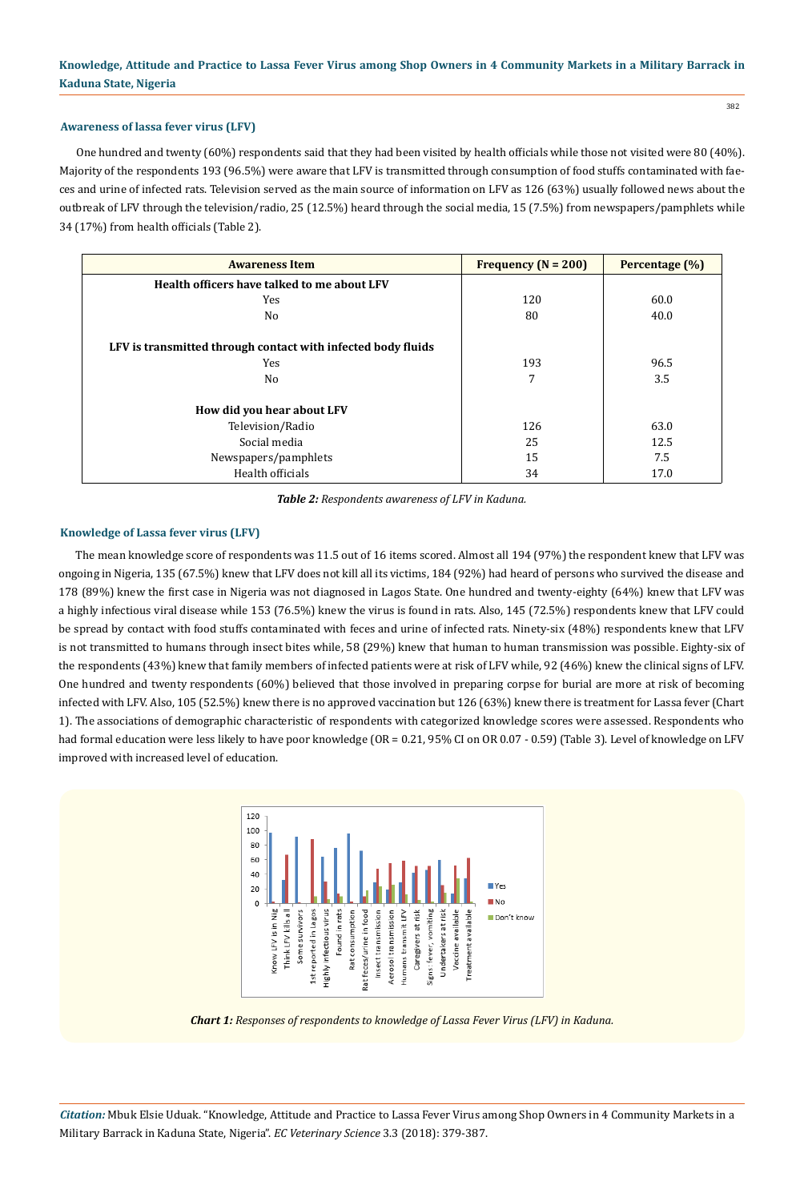### Awareness of lassa fever virus (LFV)

One hundred and twenty (60%) respondents said that they had been visited by health officials while those not visited were 80 (40%). Majority of the respondents 193 (96.5%) were aware that LFV is transmitted through consumption of food stuffs contaminated with faeces and urine of infected rats. Television served as the main source of information on LFV as 126 (63%) usually followed news about the outbreak of LFV through the television/radio, 25 (12.5%) heard through the social media, 15 (7.5%) from newspapers/pamphlets while 34 (17%) from health officials (Table 2).

| Awareness Item | Frequency (N = 200) | Percentage (%) |
|---|---|---|
| **Health officers have talked to me about LFV** | | |
| Yes | 120 | 60.0 |
| No | 80 | 40.0 |
| **LFV is transmitted through contact with infected body fluids** | | |
| Yes | 193 | 96.5 |
| No | 7 | 3.5 |
| **How did you hear about LFV** | | |
| Television/Radio | 126 | 63.0 |
| Social media | 25 | 12.5 |
| Newspapers/pamphlets | 15 | 7.5 |
| Health officials | 34 | 17.0 |

***Table 2:*** *Respondents awareness of LFV in Kaduna.*

### Knowledge of Lassa fever virus (LFV)

The mean knowledge score of respondents was 11.5 out of 16 items scored. Almost all 194 (97%) the respondent knew that LFV was ongoing in Nigeria, 135 (67.5%) knew that LFV does not kill all its victims, 184 (92%) had heard of persons who survived the disease and 178 (89%) knew the first case in Nigeria was not diagnosed in Lagos State. One hundred and twenty-eighty (64%) knew that LFV was a highly infectious viral disease while 153 (76.5%) knew the virus is found in rats. Also, 145 (72.5%) respondents knew that LFV could be spread by contact with food stuffs contaminated with feces and urine of infected rats. Ninety-six (48%) respondents knew that LFV is not transmitted to humans through insect bites while, 58 (29%) knew that human to human transmission was possible. Eighty-six of the respondents (43%) knew that family members of infected patients were at risk of LFV while, 92 (46%) knew the clinical signs of LFV. One hundred and twenty respondents (60%) believed that those involved in preparing corpse for burial are more at risk of becoming infected with LFV. Also, 105 (52.5%) knew there is no approved vaccination but 126 (63%) knew there is treatment for Lassa fever (Chart 1). The associations of demographic characteristic of respondents with categorized knowledge scores were assessed. Respondents who had formal education were less likely to have poor knowledge (OR = 0.21, 95% CI on OR 0.07 - 0.59) (Table 3). Level of knowledge on LFV improved with increased level of education.

***Chart 1:*** *Responses of respondents to knowledge of Lassa Fever Virus (LFV) in Kaduna.*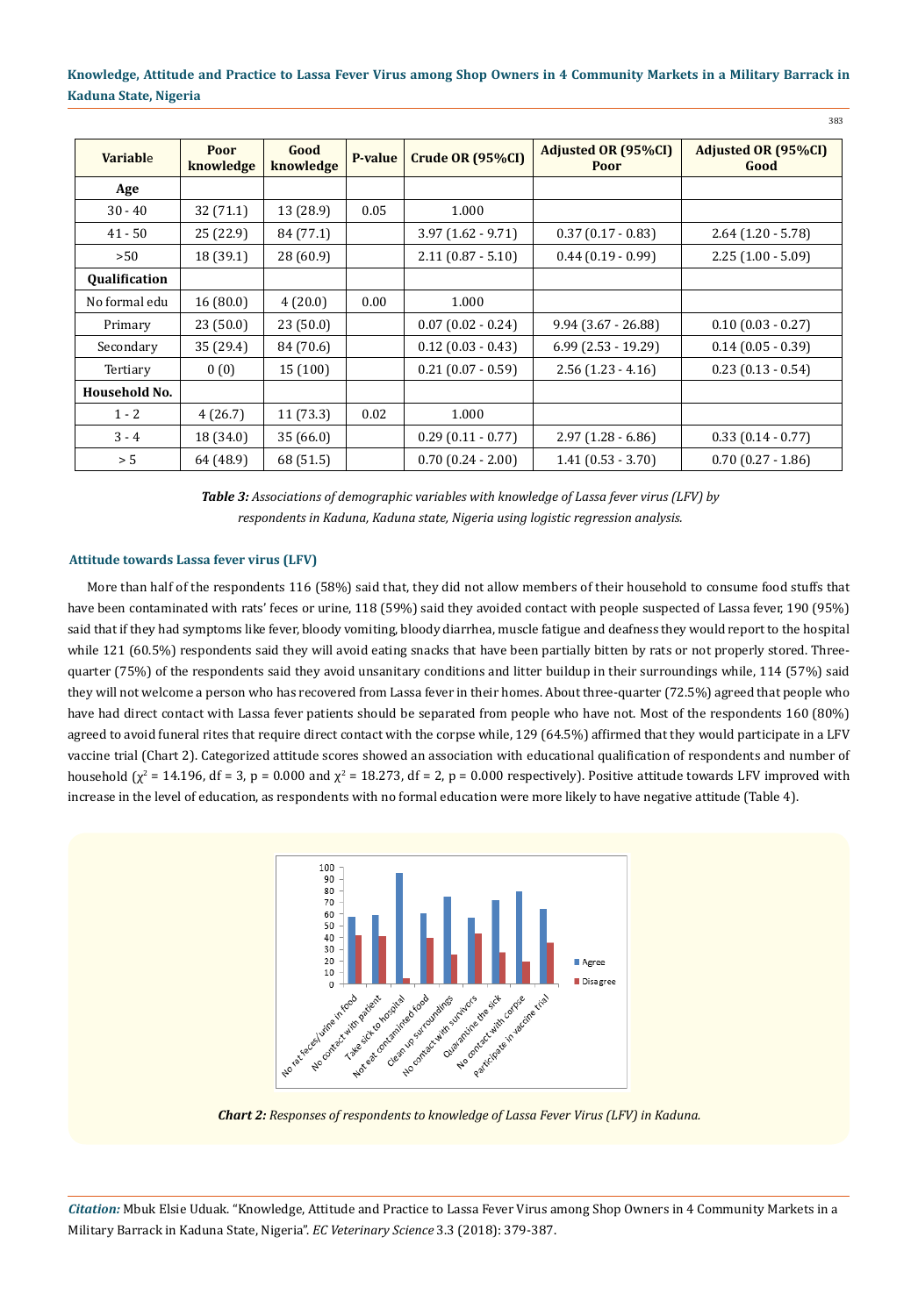| Variable | Poor knowledge | Good knowledge | P-value | Crude OR (95%CI) | Adjusted OR (95%CI) Poor | Adjusted OR (95%CI) Good |
|---|---|---|---|---|---|---|
| **Age** | | | | | | |
| 30 - 40 | 32 (71.1) | 13 (28.9) | 0.05 | 1.000 | | |
| 41 - 50 | 25 (22.9) | 84 (77.1) | | 3.97 (1.62 - 9.71) | 0.37 (0.17 - 0.83) | 2.64 (1.20 - 5.78) |
| >50 | 18 (39.1) | 28 (60.9) | | 2.11 (0.87 - 5.10) | 0.44 (0.19 - 0.99) | 2.25 (1.00 - 5.09) |
| **Qualification** | | | | | | |
| No formal edu | 16 (80.0) | 4 (20.0) | 0.00 | 1.000 | | |
| Primary | 23 (50.0) | 23 (50.0) | | 0.07 (0.02 - 0.24) | 9.94 (3.67 - 26.88) | 0.10 (0.03 - 0.27) |
| Secondary | 35 (29.4) | 84 (70.6) | | 0.12 (0.03 - 0.43) | 6.99 (2.53 - 19.29) | 0.14 (0.05 - 0.39) |
| Tertiary | 0 (0) | 15 (100) | | 0.21 (0.07 - 0.59) | 2.56 (1.23 - 4.16) | 0.23 (0.13 - 0.54) |
| **Household No.** | | | | | | |
| 1 - 2 | 4 (26.7) | 11 (73.3) | 0.02 | 1.000 | | |
| 3 - 4 | 18 (34.0) | 35 (66.0) | | 0.29 (0.11 - 0.77) | 2.97 (1.28 - 6.86) | 0.33 (0.14 - 0.77) |
| > 5 | 64 (48.9) | 68 (51.5) | | 0.70 (0.24 - 2.00) | 1.41 (0.53 - 3.70) | 0.70 (0.27 - 1.86) |

***Table 3:*** *Associations of demographic variables with knowledge of Lassa fever virus (LFV) by respondents in Kaduna, Kaduna state, Nigeria using logistic regression analysis.*

### Attitude towards Lassa fever virus (LFV)

More than half of the respondents 116 (58%) said that, they did not allow members of their household to consume food stuffs that have been contaminated with rats' feces or urine, 118 (59%) said they avoided contact with people suspected of Lassa fever, 190 (95%) said that if they had symptoms like fever, bloody vomiting, bloody diarrhea, muscle fatigue and deafness they would report to the hospital while 121 (60.5%) respondents said they will avoid eating snacks that have been partially bitten by rats or not properly stored. Three-quarter (75%) of the respondents said they avoid unsanitary conditions and litter buildup in their surroundings while, 114 (57%) said they will not welcome a person who has recovered from Lassa fever in their homes. About three-quarter (72.5%) agreed that people who have had direct contact with Lassa fever patients should be separated from people who have not. Most of the respondents 160 (80%) agreed to avoid funeral rites that require direct contact with the corpse while, 129 (64.5%) affirmed that they would participate in a LFV vaccine trial (Chart 2). Categorized attitude scores showed an association with educational qualification of respondents and number of household ($\chi^2$ = 14.196, df = 3, p = 0.000 and $\chi^2$ = 18.273, df = 2, p = 0.000 respectively). Positive attitude towards LFV improved with increase in the level of education, as respondents with no formal education were more likely to have negative attitude (Table 4).

***Chart 2:*** *Responses of respondents to knowledge of Lassa Fever Virus (LFV) in Kaduna.*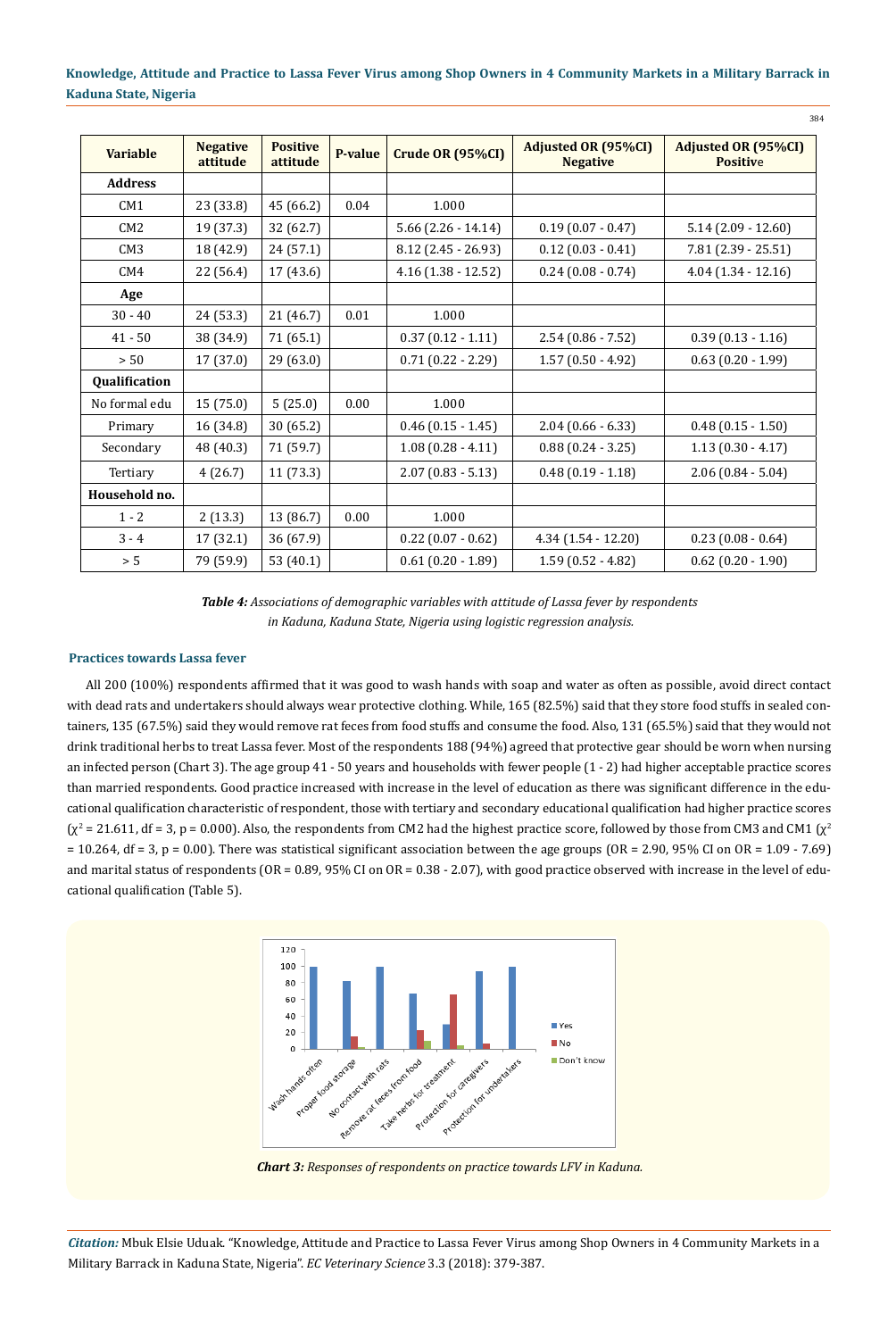| Variable | Negative attitude | Positive attitude | P-value | Crude OR (95%CI) | Adjusted OR (95%CI) Negative | Adjusted OR (95%CI) Positive |
|---|---|---|---|---|---|---|
| **Address** | | | | | | |
| CM1 | 23 (33.8) | 45 (66.2) | 0.04 | 1.000 | | |
| CM2 | 19 (37.3) | 32 (62.7) | | 5.66 (2.26 - 14.14) | 0.19 (0.07 - 0.47) | 5.14 (2.09 - 12.60) |
| CM3 | 18 (42.9) | 24 (57.1) | | 8.12 (2.45 - 26.93) | 0.12 (0.03 - 0.41) | 7.81 (2.39 - 25.51) |
| CM4 | 22 (56.4) | 17 (43.6) | | 4.16 (1.38 - 12.52) | 0.24 (0.08 - 0.74) | 4.04 (1.34 - 12.16) |
| **Age** | | | | | | |
| 30 - 40 | 24 (53.3) | 21 (46.7) | 0.01 | 1.000 | | |
| 41 - 50 | 38 (34.9) | 71 (65.1) | | 0.37 (0.12 - 1.11) | 2.54 (0.86 - 7.52) | 0.39 (0.13 - 1.16) |
| > 50 | 17 (37.0) | 29 (63.0) | | 0.71 (0.22 - 2.29) | 1.57 (0.50 - 4.92) | 0.63 (0.20 - 1.99) |
| **Qualification** | | | | | | |
| No formal edu | 15 (75.0) | 5 (25.0) | 0.00 | 1.000 | | |
| Primary | 16 (34.8) | 30 (65.2) | | 0.46 (0.15 - 1.45) | 2.04 (0.66 - 6.33) | 0.48 (0.15 - 1.50) |
| Secondary | 48 (40.3) | 71 (59.7) | | 1.08 (0.28 - 4.11) | 0.88 (0.24 - 3.25) | 1.13 (0.30 - 4.17) |
| Tertiary | 4 (26.7) | 11 (73.3) | | 2.07 (0.83 - 5.13) | 0.48 (0.19 - 1.18) | 2.06 (0.84 - 5.04) |
| **Household no.** | | | | | | |
| 1 - 2 | 2 (13.3) | 13 (86.7) | 0.00 | 1.000 | | |
| 3 - 4 | 17 (32.1) | 36 (67.9) | | 0.22 (0.07 - 0.62) | 4.34 (1.54 - 12.20) | 0.23 (0.08 - 0.64) |
| > 5 | 79 (59.9) | 53 (40.1) | | 0.61 (0.20 - 1.89) | 1.59 (0.52 - 4.82) | 0.62 (0.20 - 1.90) |

***Table 4:*** *Associations of demographic variables with attitude of Lassa fever by respondents in Kaduna, Kaduna State, Nigeria using logistic regression analysis.*

### Practices towards Lassa fever

All 200 (100%) respondents affirmed that it was good to wash hands with soap and water as often as possible, avoid direct contact with dead rats and undertakers should always wear protective clothing. While, 165 (82.5%) said that they store food stuffs in sealed containers, 135 (67.5%) said they would remove rat feces from food stuffs and consume the food. Also, 131 (65.5%) said that they would not drink traditional herbs to treat Lassa fever. Most of the respondents 188 (94%) agreed that protective gear should be worn when nursing an infected person (Chart 3). The age group 41 - 50 years and households with fewer people (1 - 2) had higher acceptable practice scores than married respondents. Good practice increased with increase in the level of education as there was significant difference in the educational qualification characteristic of respondent, those with tertiary and secondary educational qualification had higher practice scores ($\chi^2$ = 21.611, df = 3, p = 0.000). Also, the respondents from CM2 had the highest practice score, followed by those from CM3 and CM1 ($\chi^2$ = 10.264, df = 3, p = 0.00). There was statistical significant association between the age groups (OR = 2.90, 95% CI on OR = 1.09 - 7.69) and marital status of respondents (OR = 0.89, 95% CI on OR = 0.38 - 2.07), with good practice observed with increase in the level of educational qualification (Table 5).

***Chart 3:*** *Responses of respondents on practice towards LFV in Kaduna.*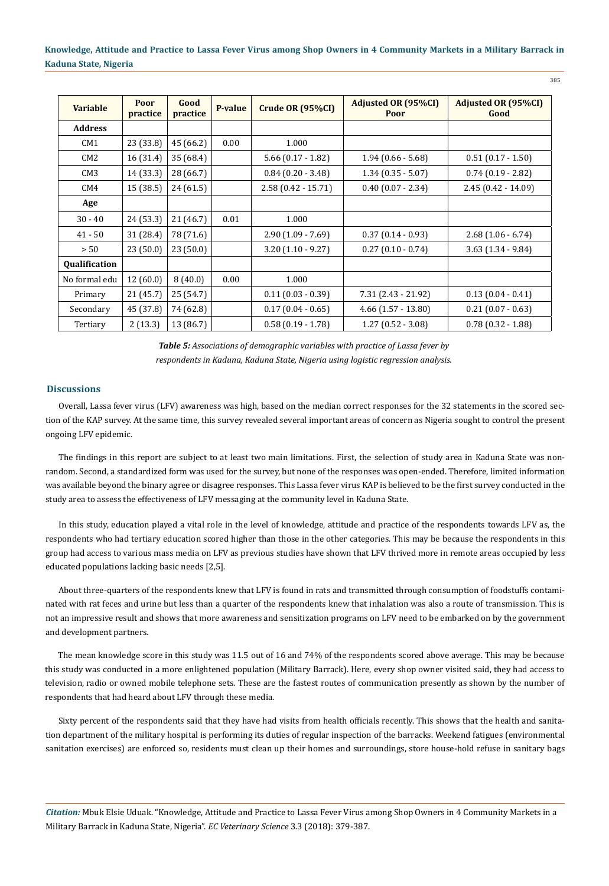| Variable | Poor practice | Good practice | P-value | Crude OR (95%CI) | Adjusted OR (95%CI) Poor | Adjusted OR (95%CI) Good |
|---|---|---|---|---|---|---|
| **Address** | | | | | | |
| CM1 | 23 (33.8) | 45 (66.2) | 0.00 | 1.000 | | |
| CM2 | 16 (31.4) | 35 (68.4) | | 5.66 (0.17 - 1.82) | 1.94 (0.66 - 5.68) | 0.51 (0.17 - 1.50) |
| CM3 | 14 (33.3) | 28 (66.7) | | 0.84 (0.20 - 3.48) | 1.34 (0.35 - 5.07) | 0.74 (0.19 - 2.82) |
| CM4 | 15 (38.5) | 24 (61.5) | | 2.58 (0.42 - 15.71) | 0.40 (0.07 - 2.34) | 2.45 (0.42 - 14.09) |
| **Age** | | | | | | |
| 30 - 40 | 24 (53.3) | 21 (46.7) | 0.01 | 1.000 | | |
| 41 - 50 | 31 (28.4) | 78 (71.6) | | 2.90 (1.09 - 7.69) | 0.37 (0.14 - 0.93) | 2.68 (1.06 - 6.74) |
| > 50 | 23 (50.0) | 23 (50.0) | | 3.20 (1.10 - 9.27) | 0.27 (0.10 - 0.74) | 3.63 (1.34 - 9.84) |
| **Qualification** | | | | | | |
| No formal edu | 12 (60.0) | 8 (40.0) | 0.00 | 1.000 | | |
| Primary | 21 (45.7) | 25 (54.7) | | 0.11 (0.03 - 0.39) | 7.31 (2.43 - 21.92) | 0.13 (0.04 - 0.41) |
| Secondary | 45 (37.8) | 74 (62.8) | | 0.17 (0.04 - 0.65) | 4.66 (1.57 - 13.80) | 0.21 (0.07 - 0.63) |
| Tertiary | 2 (13.3) | 13 (86.7) | | 0.58 (0.19 - 1.78) | 1.27 (0.52 - 3.08) | 0.78 (0.32 - 1.88) |

***Table 5:*** *Associations of demographic variables with practice of Lassa fever by respondents in Kaduna, Kaduna State, Nigeria using logistic regression analysis.*

## Discussions

Overall, Lassa fever virus (LFV) awareness was high, based on the median correct responses for the 32 statements in the scored section of the KAP survey. At the same time, this survey revealed several important areas of concern as Nigeria sought to control the present ongoing LFV epidemic.

The findings in this report are subject to at least two main limitations. First, the selection of study area in Kaduna State was non-random. Second, a standardized form was used for the survey, but none of the responses was open-ended. Therefore, limited information was available beyond the binary agree or disagree responses. This Lassa fever virus KAP is believed to be the first survey conducted in the study area to assess the effectiveness of LFV messaging at the community level in Kaduna State.

In this study, education played a vital role in the level of knowledge, attitude and practice of the respondents towards LFV as, the respondents who had tertiary education scored higher than those in the other categories. This may be because the respondents in this group had access to various mass media on LFV as previous studies have shown that LFV thrived more in remote areas occupied by less educated populations lacking basic needs [2,5].

About three-quarters of the respondents knew that LFV is found in rats and transmitted through consumption of foodstuffs contaminated with rat feces and urine but less than a quarter of the respondents knew that inhalation was also a route of transmission. This is not an impressive result and shows that more awareness and sensitization programs on LFV need to be embarked on by the government and development partners.

The mean knowledge score in this study was 11.5 out of 16 and 74% of the respondents scored above average. This may be because this study was conducted in a more enlightened population (Military Barrack). Here, every shop owner visited said, they had access to television, radio or owned mobile telephone sets. These are the fastest routes of communication presently as shown by the number of respondents that had heard about LFV through these media.

Sixty percent of the respondents said that they have had visits from health officials recently. This shows that the health and sanitation department of the military hospital is performing its duties of regular inspection of the barracks. Weekend fatigues (environmental sanitation exercises) are enforced so, residents must clean up their homes and surroundings, store house-hold refuse in sanitary bags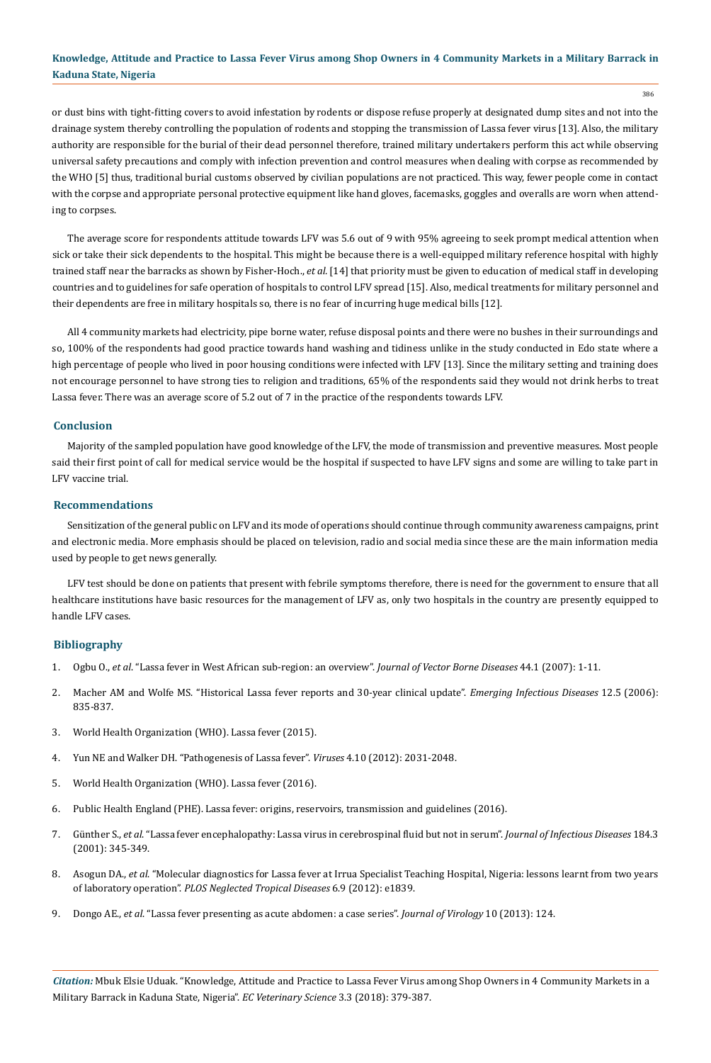or dust bins with tight-fitting covers to avoid infestation by rodents or dispose refuse properly at designated dump sites and not into the drainage system thereby controlling the population of rodents and stopping the transmission of Lassa fever virus [13]. Also, the military authority are responsible for the burial of their dead personnel therefore, trained military undertakers perform this act while observing universal safety precautions and comply with infection prevention and control measures when dealing with corpse as recommended by the WHO [5] thus, traditional burial customs observed by civilian populations are not practiced. This way, fewer people come in contact with the corpse and appropriate personal protective equipment like hand gloves, facemasks, goggles and overalls are worn when attending to corpses.

The average score for respondents attitude towards LFV was 5.6 out of 9 with 95% agreeing to seek prompt medical attention when sick or take their sick dependents to the hospital. This might be because there is a well-equipped military reference hospital with highly trained staff near the barracks as shown by Fisher-Hoch., *et al*. [14] that priority must be given to education of medical staff in developing countries and to guidelines for safe operation of hospitals to control LFV spread [15]. Also, medical treatments for military personnel and their dependents are free in military hospitals so, there is no fear of incurring huge medical bills [12].

All 4 community markets had electricity, pipe borne water, refuse disposal points and there were no bushes in their surroundings and so, 100% of the respondents had good practice towards hand washing and tidiness unlike in the study conducted in Edo state where a high percentage of people who lived in poor housing conditions were infected with LFV [13]. Since the military setting and training does not encourage personnel to have strong ties to religion and traditions, 65% of the respondents said they would not drink herbs to treat Lassa fever. There was an average score of 5.2 out of 7 in the practice of the respondents towards LFV.

## Conclusion

Majority of the sampled population have good knowledge of the LFV, the mode of transmission and preventive measures. Most people said their first point of call for medical service would be the hospital if suspected to have LFV signs and some are willing to take part in LFV vaccine trial.

## Recommendations

Sensitization of the general public on LFV and its mode of operations should continue through community awareness campaigns, print and electronic media. More emphasis should be placed on television, radio and social media since these are the main information media used by people to get news generally.

LFV test should be done on patients that present with febrile symptoms therefore, there is need for the government to ensure that all healthcare institutions have basic resources for the management of LFV as, only two hospitals in the country are presently equipped to handle LFV cases.

## Bibliography

1. Ogbu O., *et al*. "Lassa fever in West African sub-region: an overview". *Journal of Vector Borne Diseases* 44.1 (2007): 1-11.
2. Macher AM and Wolfe MS. "Historical Lassa fever reports and 30-year clinical update". *Emerging Infectious Diseases* 12.5 (2006): 835-837.
3. World Health Organization (WHO). Lassa fever (2015).
4. Yun NE and Walker DH. "Pathogenesis of Lassa fever". *Viruses* 4.10 (2012): 2031-2048.
5. World Health Organization (WHO). Lassa fever (2016).
6. Public Health England (PHE). Lassa fever: origins, reservoirs, transmission and guidelines (2016).
7. Günther S., *et al*. "Lassa fever encephalopathy: Lassa virus in cerebrospinal fluid but not in serum". *Journal of Infectious Diseases* 184.3 (2001): 345-349.
8. Asogun DA., *et al*. "Molecular diagnostics for Lassa fever at Irrua Specialist Teaching Hospital, Nigeria: lessons learnt from two years of laboratory operation". *PLOS Neglected Tropical Diseases* 6.9 (2012): e1839.
9. Dongo AE., *et al*. "Lassa fever presenting as acute abdomen: a case series". *Journal of Virology* 10 (2013): 124.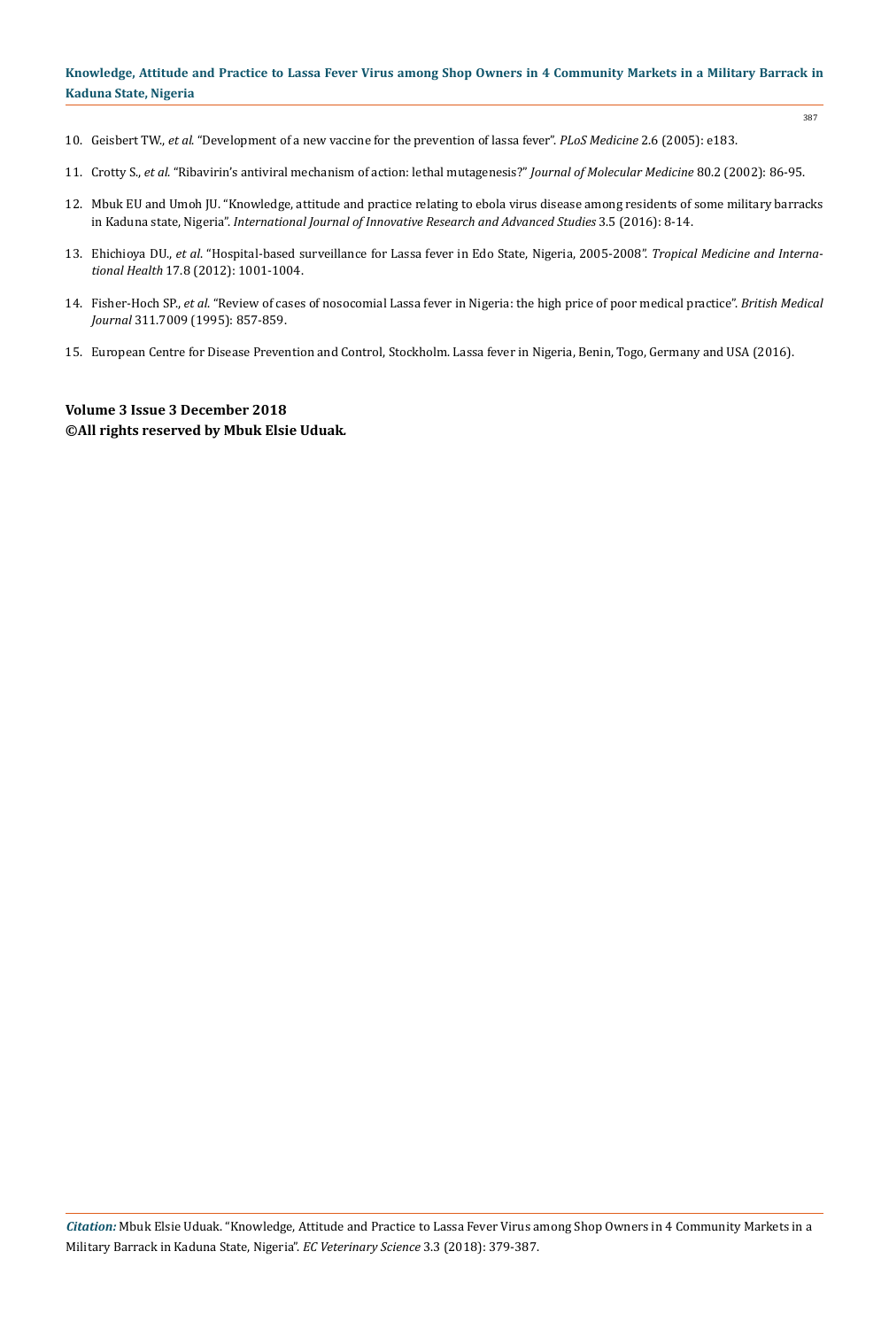10. Geisbert TW., *et al.* "Development of a new vaccine for the prevention of lassa fever". *PLoS Medicine* 2.6 (2005): e183.

11. Crotty S., *et al.* "Ribavirin's antiviral mechanism of action: lethal mutagenesis?" *Journal of Molecular Medicine* 80.2 (2002): 86-95.

12. Mbuk EU and Umoh JU. "Knowledge, attitude and practice relating to ebola virus disease among residents of some military barracks in Kaduna state, Nigeria". *International Journal of Innovative Research and Advanced Studies* 3.5 (2016): 8-14.

13. Ehichioya DU., *et al.* "Hospital-based surveillance for Lassa fever in Edo State, Nigeria, 2005-2008". *Tropical Medicine and International Health* 17.8 (2012): 1001-1004.

14. Fisher-Hoch SP., *et al.* "Review of cases of nosocomial Lassa fever in Nigeria: the high price of poor medical practice". *British Medical Journal* 311.7009 (1995): 857-859.

15. European Centre for Disease Prevention and Control, Stockholm. Lassa fever in Nigeria, Benin, Togo, Germany and USA (2016).

**Volume 3 Issue 3 December 2018**
**©All rights reserved by Mbuk Elsie Uduak.**